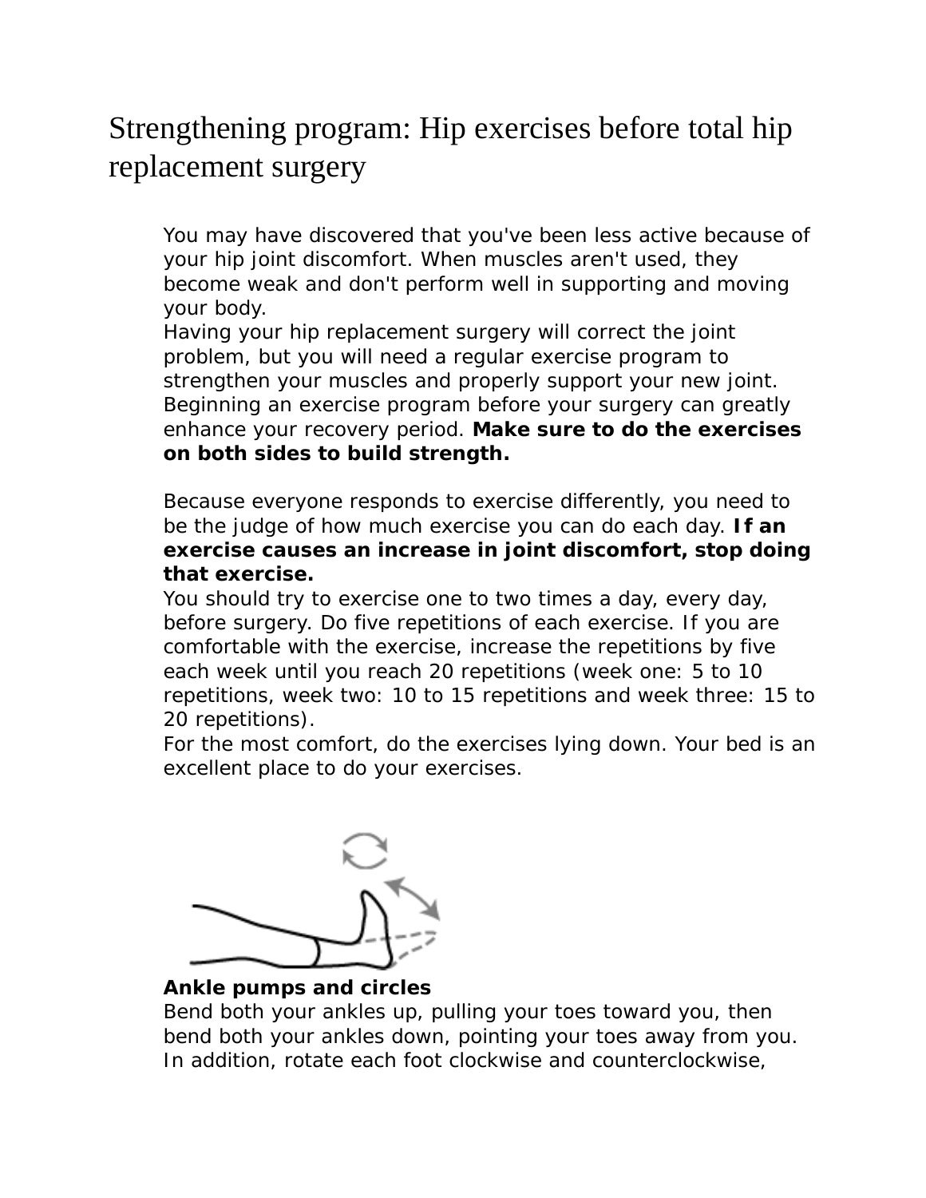# Strengthening program: Hip exercises before total hip replacement surgery

You may have discovered that you've been less active because of your hip joint discomfort. When muscles aren't used, they become weak and don't perform well in supporting and moving your body.

Having your hip replacement surgery will correct the joint problem, but you will need a regular exercise program to strengthen your muscles and properly support your new joint. Beginning an exercise program before your surgery can greatly enhance your recovery period. **Make sure to do the exercises on both sides to build strength.**

Because everyone responds to exercise differently, you need to be the judge of how much exercise you can do each day. **If an exercise causes an increase in joint discomfort, stop doing that exercise.**

You should try to exercise one to two times a day, every day, before surgery. Do five repetitions of each exercise. If you are comfortable with the exercise, increase the repetitions by five each week until you reach 20 repetitions (week one: 5 to 10 repetitions, week two: 10 to 15 repetitions and week three: 15 to 20 repetitions).

For the most comfort, do the exercises lying down. Your bed is an excellent place to do your exercises.

**Ankle pumps and circles**

Bend both your ankles up, pulling your toes toward you, then bend both your ankles down, pointing your toes away from you. In addition, rotate each foot clockwise and counterclockwise,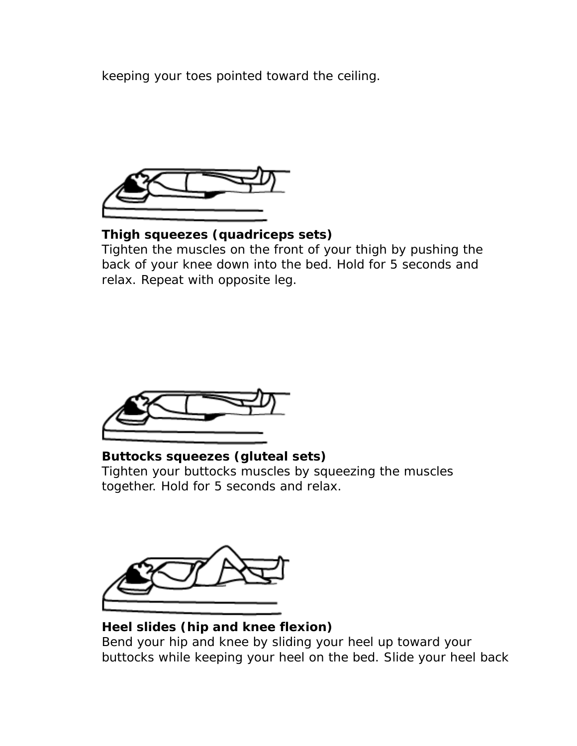keeping your toes pointed toward the ceiling.

**Thigh squeezes (quadriceps sets)**
Tighten the muscles on the front of your thigh by pushing the back of your knee down into the bed. Hold for 5 seconds and relax. Repeat with opposite leg.

**Buttocks squeezes (gluteal sets)**
Tighten your buttocks muscles by squeezing the muscles together. Hold for 5 seconds and relax.

**Heel slides (hip and knee flexion)**
Bend your hip and knee by sliding your heel up toward your buttocks while keeping your heel on the bed. Slide your heel back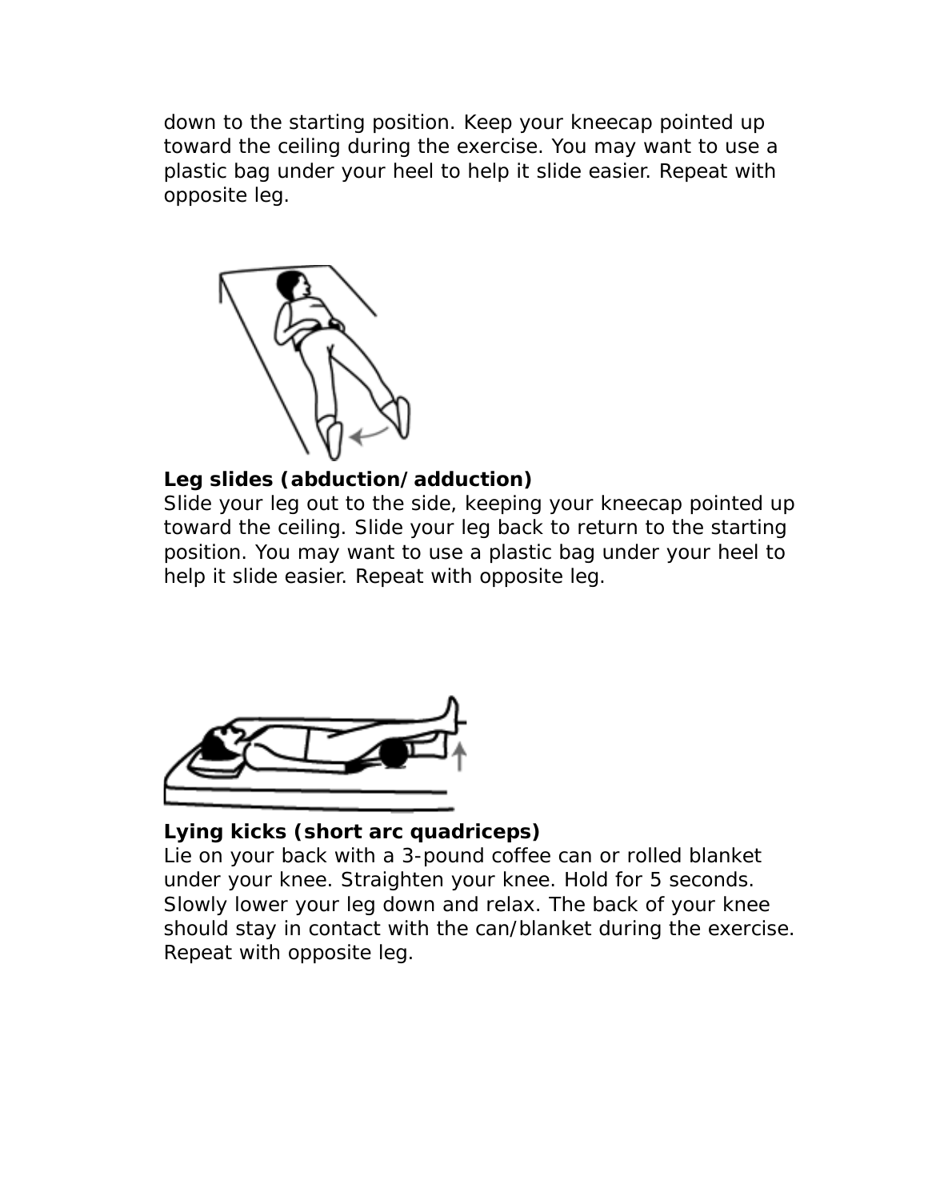down to the starting position. Keep your kneecap pointed up toward the ceiling during the exercise. You may want to use a plastic bag under your heel to help it slide easier. Repeat with opposite leg.

**Leg slides (abduction/adduction)**
Slide your leg out to the side, keeping your kneecap pointed up toward the ceiling. Slide your leg back to return to the starting position. You may want to use a plastic bag under your heel to help it slide easier. Repeat with opposite leg.

**Lying kicks (short arc quadriceps)**
Lie on your back with a 3-pound coffee can or rolled blanket under your knee. Straighten your knee. Hold for 5 seconds. Slowly lower your leg down and relax. The back of your knee should stay in contact with the can/blanket during the exercise. Repeat with opposite leg.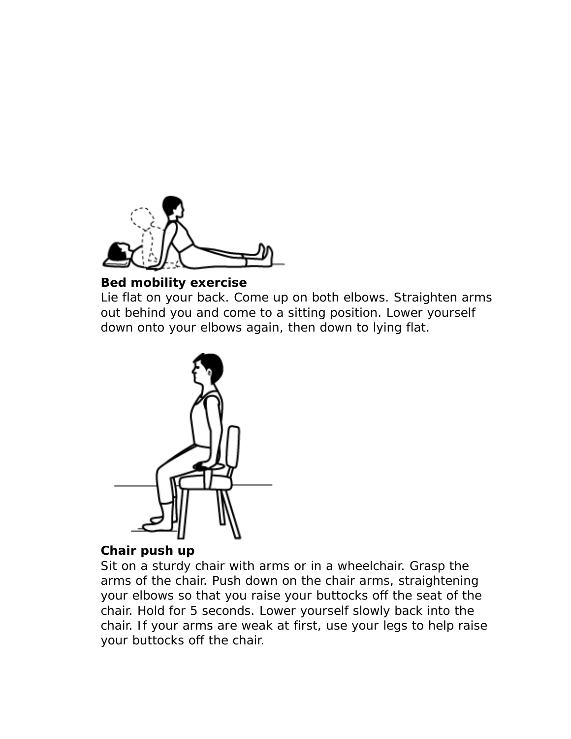**Bed mobility exercise**
Lie flat on your back. Come up on both elbows. Straighten arms out behind you and come to a sitting position. Lower yourself down onto your elbows again, then down to lying flat.

**Chair push up**
Sit on a sturdy chair with arms or in a wheelchair. Grasp the arms of the chair. Push down on the chair arms, straightening your elbows so that you raise your buttocks off the seat of the chair. Hold for 5 seconds. Lower yourself slowly back into the chair. If your arms are weak at first, use your legs to help raise your buttocks off the chair.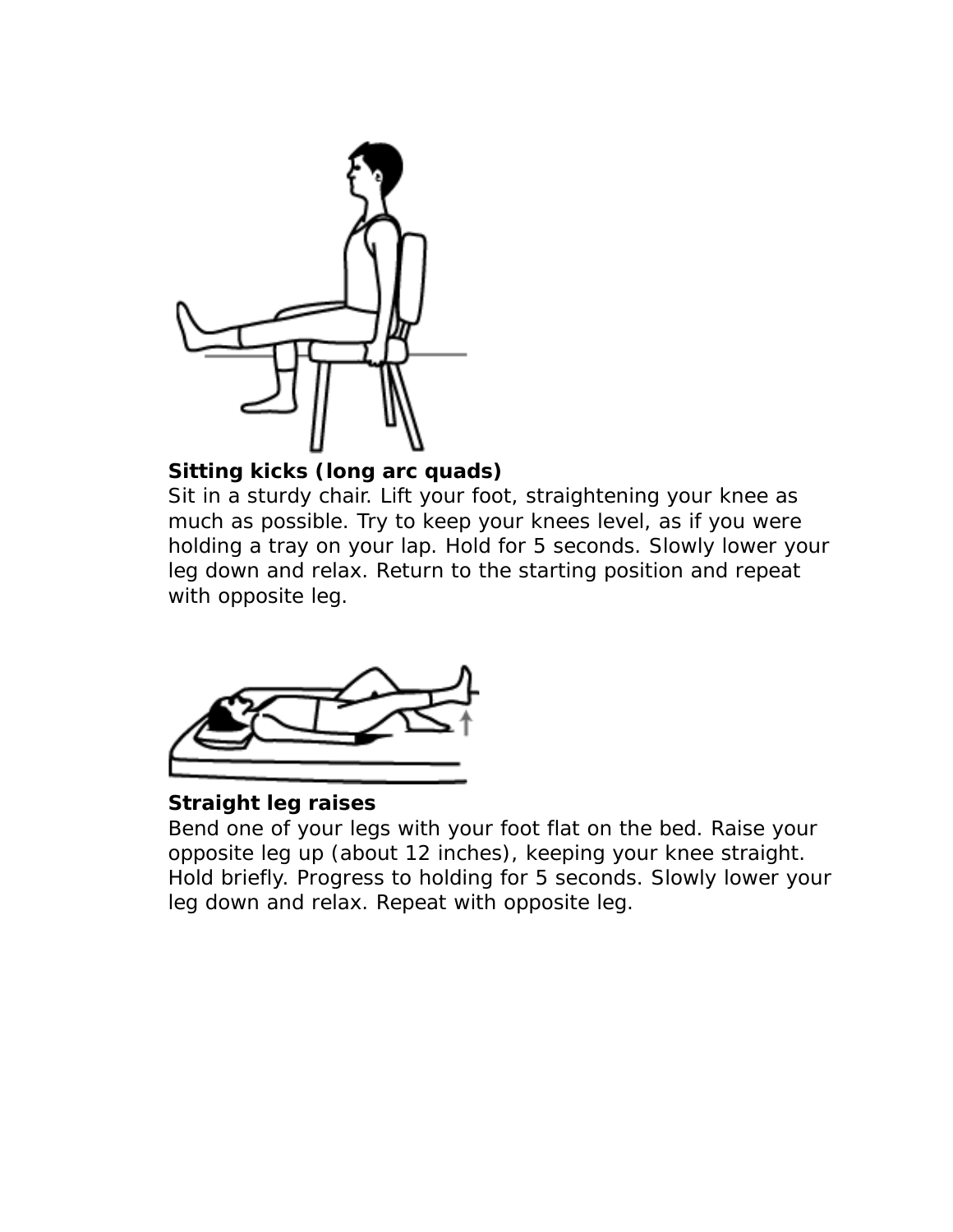**Sitting kicks (long arc quads)**
Sit in a sturdy chair. Lift your foot, straightening your knee as much as possible. Try to keep your knees level, as if you were holding a tray on your lap. Hold for 5 seconds. Slowly lower your leg down and relax. Return to the starting position and repeat with opposite leg.

**Straight leg raises**
Bend one of your legs with your foot flat on the bed. Raise your opposite leg up (about 12 inches), keeping your knee straight. Hold briefly. Progress to holding for 5 seconds. Slowly lower your leg down and relax. Repeat with opposite leg.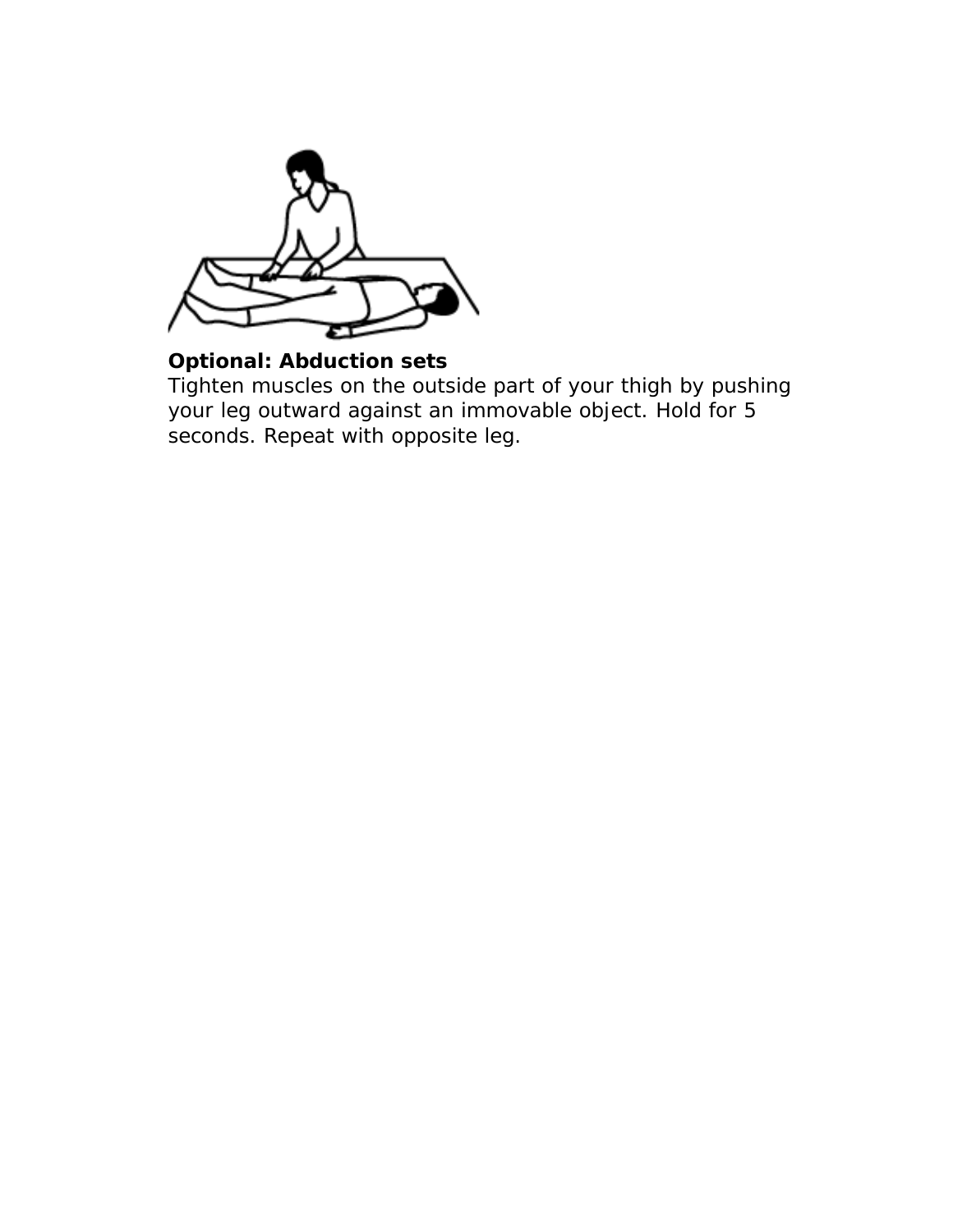**Optional: Abduction sets**
Tighten muscles on the outside part of your thigh by pushing your leg outward against an immovable object. Hold for 5 seconds. Repeat with opposite leg.